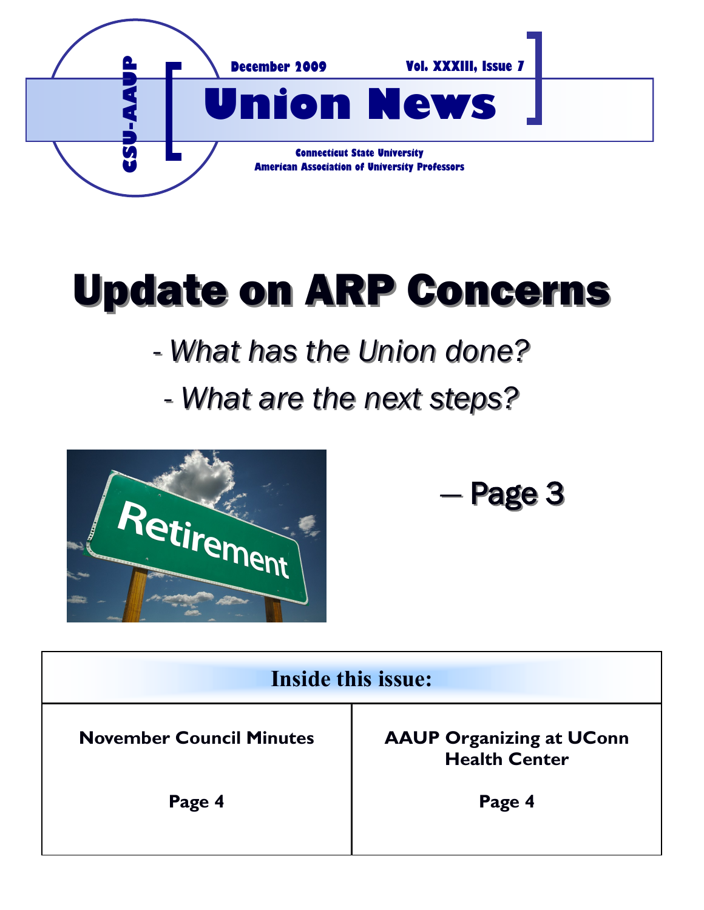CSU-AAUP

December 2009 Vol. XXXIII, Issue 7

# Union News

Connecticut State University
American Association of University Professors

# Update on ARP Concerns

*- What has the Union done?*

*- What are the next steps?*

— Page 3

| Inside this issue: | |
|---|---|
| **November Council Minutes** | **AAUP Organizing at UConn Health Center** |
| **Page 4** | **Page 4** |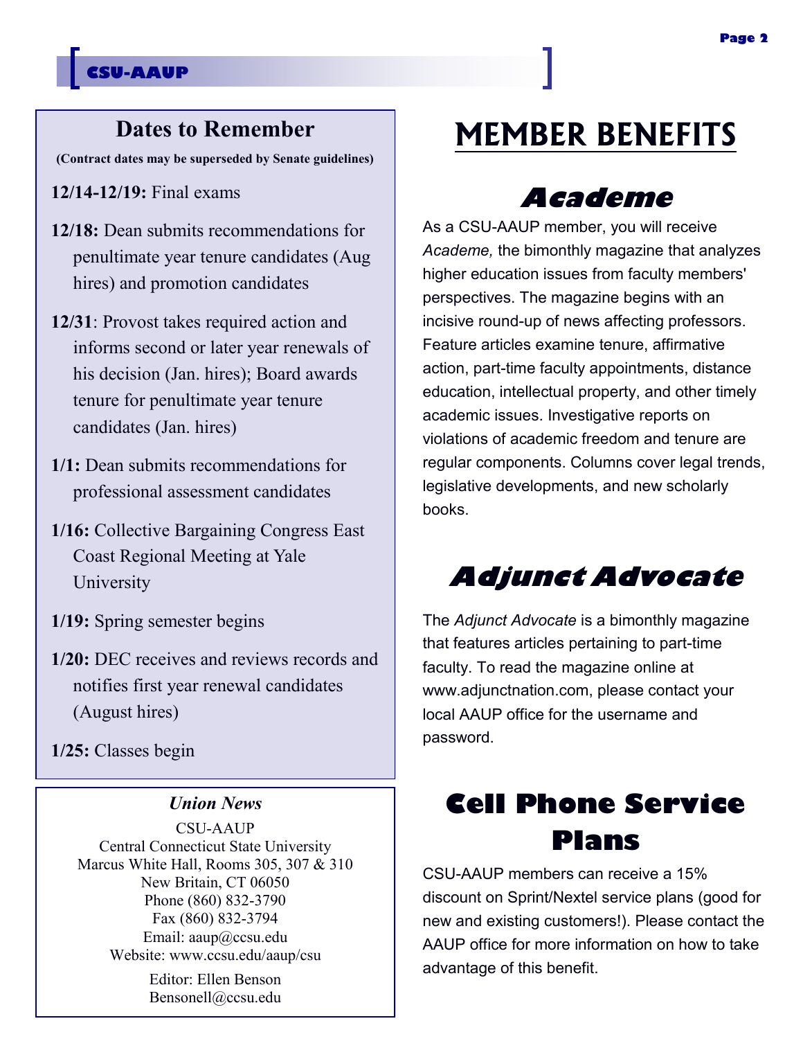## Dates to Remember

**(Contract dates may be superseded by Senate guidelines)**

**12/14-12/19:** Final exams

**12/18:** Dean submits recommendations for penultimate year tenure candidates (Aug hires) and promotion candidates

**12/31**: Provost takes required action and informs second or later year renewals of his decision (Jan. hires); Board awards tenure for penultimate year tenure candidates (Jan. hires)

**1/1:** Dean submits recommendations for professional assessment candidates

**1/16:** Collective Bargaining Congress East Coast Regional Meeting at Yale University

**1/19:** Spring semester begins

**1/20:** DEC receives and reviews records and notifies first year renewal candidates (August hires)

**1/25:** Classes begin

### *Union News*

CSU-AAUP
Central Connecticut State University
Marcus White Hall, Rooms 305, 307 & 310
New Britain, CT 06050
Phone (860) 832-3790
Fax (860) 832-3794
Email: aaup@ccsu.edu
Website: www.ccsu.edu/aaup/csu

Editor: Ellen Benson
Bensonell@ccsu.edu

# MEMBER BENEFITS

## Academe

As a CSU-AAUP member, you will receive *Academe,* the bimonthly magazine that analyzes higher education issues from faculty members' perspectives. The magazine begins with an incisive round-up of news affecting professors. Feature articles examine tenure, affirmative action, part-time faculty appointments, distance education, intellectual property, and other timely academic issues. Investigative reports on violations of academic freedom and tenure are regular components. Columns cover legal trends, legislative developments, and new scholarly books.

## Adjunct Advocate

The *Adjunct Advocate* is a bimonthly magazine that features articles pertaining to part-time faculty. To read the magazine online at www.adjunctnation.com, please contact your local AAUP office for the username and password.

## Cell Phone Service Plans

CSU-AAUP members can receive a 15% discount on Sprint/Nextel service plans (good for new and existing customers!). Please contact the AAUP office for more information on how to take advantage of this benefit.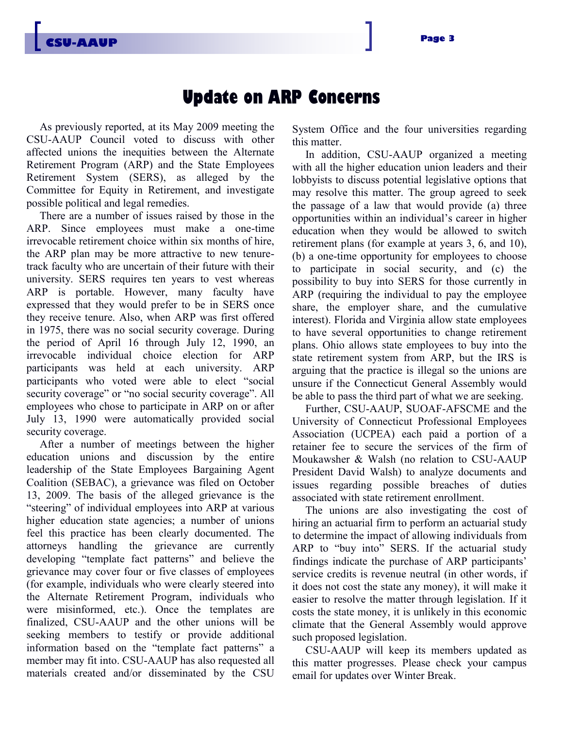# Update on ARP Concerns

As previously reported, at its May 2009 meeting the CSU-AAUP Council voted to discuss with other affected unions the inequities between the Alternate Retirement Program (ARP) and the State Employees Retirement System (SERS), as alleged by the Committee for Equity in Retirement, and investigate possible political and legal remedies.

There are a number of issues raised by those in the ARP. Since employees must make a one-time irrevocable retirement choice within six months of hire, the ARP plan may be more attractive to new tenure-track faculty who are uncertain of their future with their university. SERS requires ten years to vest whereas ARP is portable. However, many faculty have expressed that they would prefer to be in SERS once they receive tenure. Also, when ARP was first offered in 1975, there was no social security coverage. During the period of April 16 through July 12, 1990, an irrevocable individual choice election for ARP participants was held at each university. ARP participants who voted were able to elect "social security coverage" or "no social security coverage". All employees who chose to participate in ARP on or after July 13, 1990 were automatically provided social security coverage.

After a number of meetings between the higher education unions and discussion by the entire leadership of the State Employees Bargaining Agent Coalition (SEBAC), a grievance was filed on October 13, 2009. The basis of the alleged grievance is the "steering" of individual employees into ARP at various higher education state agencies; a number of unions feel this practice has been clearly documented. The attorneys handling the grievance are currently developing "template fact patterns" and believe the grievance may cover four or five classes of employees (for example, individuals who were clearly steered into the Alternate Retirement Program, individuals who were misinformed, etc.). Once the templates are finalized, CSU-AAUP and the other unions will be seeking members to testify or provide additional information based on the "template fact patterns" a member may fit into. CSU-AAUP has also requested all materials created and/or disseminated by the CSU System Office and the four universities regarding this matter.

In addition, CSU-AAUP organized a meeting with all the higher education union leaders and their lobbyists to discuss potential legislative options that may resolve this matter. The group agreed to seek the passage of a law that would provide (a) three opportunities within an individual's career in higher education when they would be allowed to switch retirement plans (for example at years 3, 6, and 10), (b) a one-time opportunity for employees to choose to participate in social security, and (c) the possibility to buy into SERS for those currently in ARP (requiring the individual to pay the employee share, the employer share, and the cumulative interest). Florida and Virginia allow state employees to have several opportunities to change retirement plans. Ohio allows state employees to buy into the state retirement system from ARP, but the IRS is arguing that the practice is illegal so the unions are unsure if the Connecticut General Assembly would be able to pass the third part of what we are seeking.

Further, CSU-AAUP, SUOAF-AFSCME and the University of Connecticut Professional Employees Association (UCPEA) each paid a portion of a retainer fee to secure the services of the firm of Moukawsher & Walsh (no relation to CSU-AAUP President David Walsh) to analyze documents and issues regarding possible breaches of duties associated with state retirement enrollment.

The unions are also investigating the cost of hiring an actuarial firm to perform an actuarial study to determine the impact of allowing individuals from ARP to "buy into" SERS. If the actuarial study findings indicate the purchase of ARP participants' service credits is revenue neutral (in other words, if it does not cost the state any money), it will make it easier to resolve the matter through legislation. If it costs the state money, it is unlikely in this economic climate that the General Assembly would approve such proposed legislation.

CSU-AAUP will keep its members updated as this matter progresses. Please check your campus email for updates over Winter Break.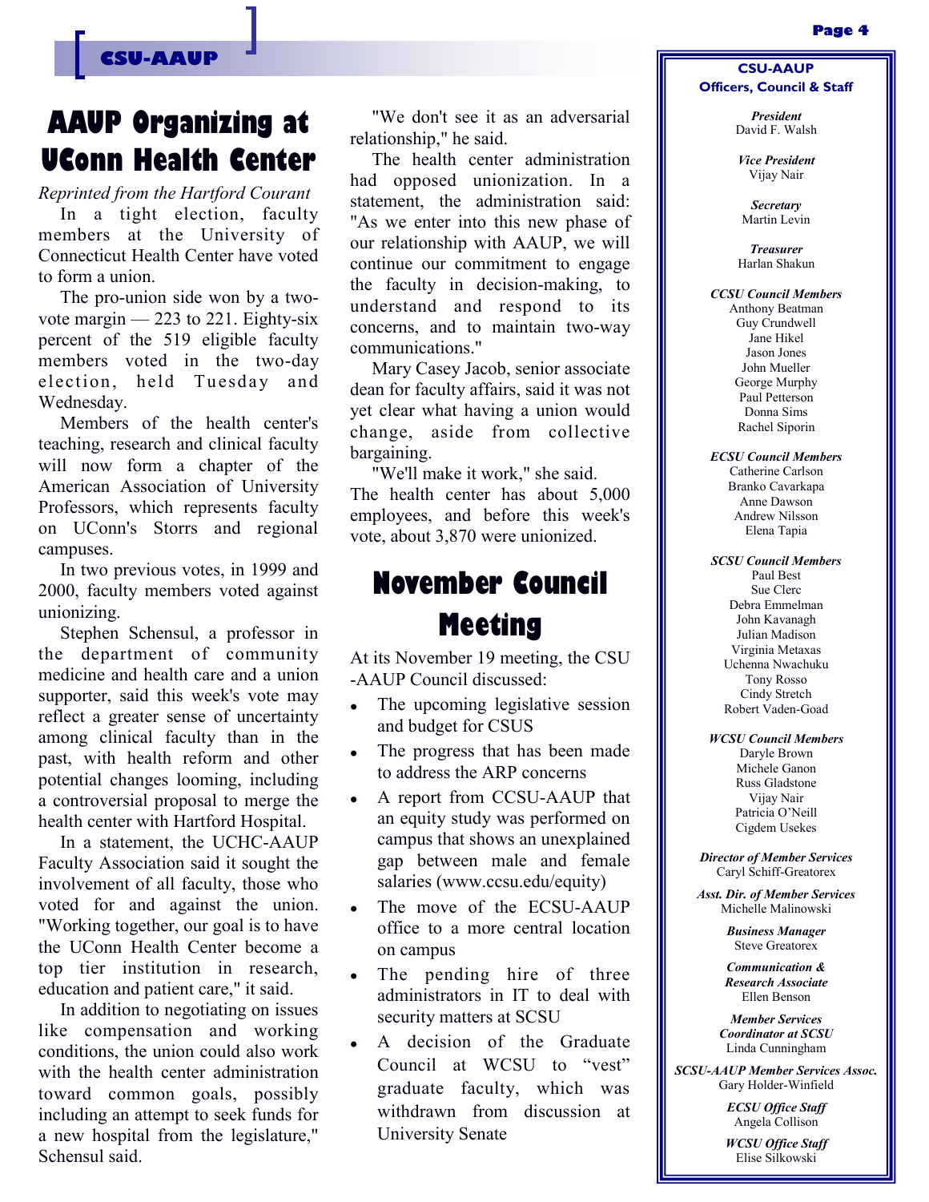# AAUP Organizing at UConn Health Center

*Reprinted from the Hartford Courant*

In a tight election, faculty members at the University of Connecticut Health Center have voted to form a union.

The pro-union side won by a two-vote margin — 223 to 221. Eighty-six percent of the 519 eligible faculty members voted in the two-day election, held Tuesday and Wednesday.

Members of the health center's teaching, research and clinical faculty will now form a chapter of the American Association of University Professors, which represents faculty on UConn's Storrs and regional campuses.

In two previous votes, in 1999 and 2000, faculty members voted against unionizing.

Stephen Schensul, a professor in the department of community medicine and health care and a union supporter, said this week's vote may reflect a greater sense of uncertainty among clinical faculty than in the past, with health reform and other potential changes looming, including a controversial proposal to merge the health center with Hartford Hospital.

In a statement, the UCHC-AAUP Faculty Association said it sought the involvement of all faculty, those who voted for and against the union. "Working together, our goal is to have the UConn Health Center become a top tier institution in research, education and patient care," it said.

In addition to negotiating on issues like compensation and working conditions, the union could also work with the health center administration toward common goals, possibly including an attempt to seek funds for a new hospital from the legislature," Schensul said.

"We don't see it as an adversarial relationship," he said.

The health center administration had opposed unionization. In a statement, the administration said: "As we enter into this new phase of our relationship with AAUP, we will continue our commitment to engage the faculty in decision-making, to understand and respond to its concerns, and to maintain two-way communications."

Mary Casey Jacob, senior associate dean for faculty affairs, said it was not yet clear what having a union would change, aside from collective bargaining.

"We'll make it work," she said.

The health center has about 5,000 employees, and before this week's vote, about 3,870 were unionized.

# November Council Meeting

At its November 19 meeting, the CSU -AAUP Council discussed:

- The upcoming legislative session and budget for CSUS
- The progress that has been made to address the ARP concerns
- A report from CCSU-AAUP that an equity study was performed on campus that shows an unexplained gap between male and female salaries (www.ccsu.edu/equity)
- The move of the ECSU-AAUP office to a more central location on campus
- The pending hire of three administrators in IT to deal with security matters at SCSU
- A decision of the Graduate Council at WCSU to "vest" graduate faculty, which was withdrawn from discussion at University Senate

## CSU-AAUP Officers, Council & Staff

***President***
David F. Walsh

***Vice President***
Vijay Nair

***Secretary***
Martin Levin

***Treasurer***
Harlan Shakun

***CCSU Council Members***
Anthony Beatman
Guy Crundwell
Jane Hikel
Jason Jones
John Mueller
George Murphy
Paul Petterson
Donna Sims
Rachel Siporin

***ECSU Council Members***
Catherine Carlson
Branko Cavarkapa
Anne Dawson
Andrew Nilsson
Elena Tapia

***SCSU Council Members***
Paul Best
Sue Clerc
Debra Emmelman
John Kavanagh
Julian Madison
Virginia Metaxas
Uchenna Nwachuku
Tony Rosso
Cindy Stretch
Robert Vaden-Goad

***WCSU Council Members***
Daryle Brown
Michele Ganon
Russ Gladstone
Vijay Nair
Patricia O'Neill
Cigdem Usekes

***Director of Member Services***
Caryl Schiff-Greatorex

***Asst. Dir. of Member Services***
Michelle Malinowski

***Business Manager***
Steve Greatorex

***Communication & Research Associate***
Ellen Benson

***Member Services Coordinator at SCSU***
Linda Cunningham

***SCSU-AAUP Member Services Assoc.***
Gary Holder-Winfield

***ECSU Office Staff***
Angela Collison

***WCSU Office Staff***
Elise Silkowski